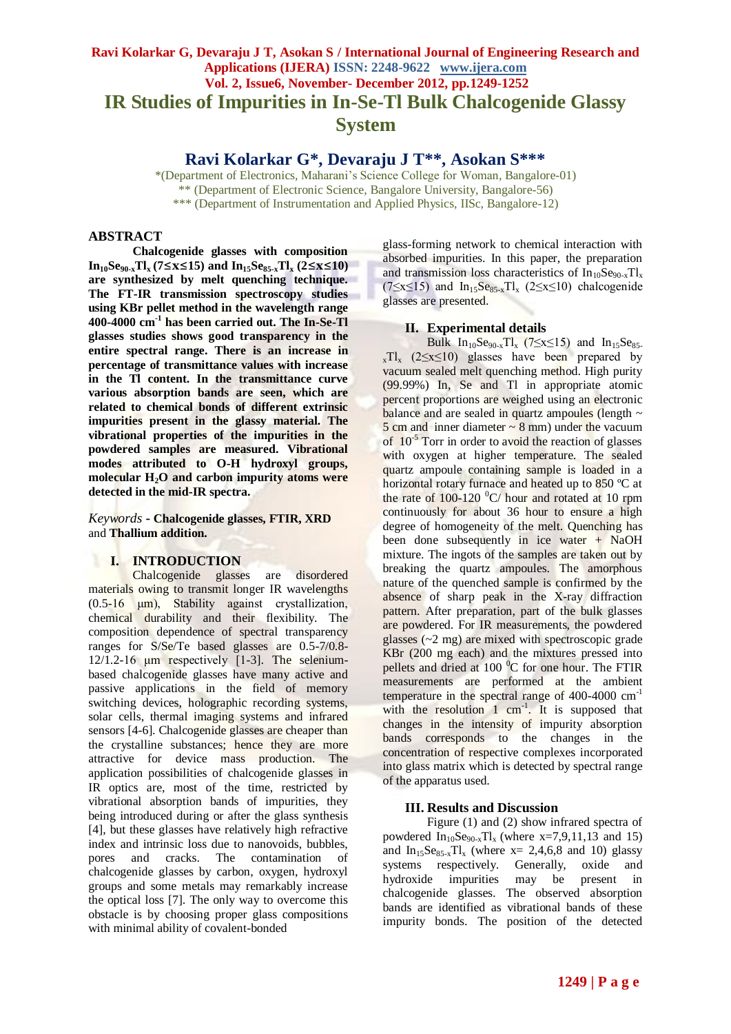# IR Studies of Impurities in In-Se-Tl Bulk Chalcogenide Glassy System

## Ravi Kolarkar G*, Devaraju J T**, Asokan S***

*(Department of Electronics, Maharani's Science College for Woman, Bangalore-01)
** (Department of Electronic Science, Bangalore University, Bangalore-56)
*** (Department of Instrumentation and Applied Physics, IISc, Bangalore-12)

## ABSTRACT

**Chalcogenide glasses with composition $In_{10}Se_{90-x}Tl_x$ ($7 \leq x \leq 15$) and $In_{15}Se_{85-x}Tl_x$ ($2 \leq x \leq 10$) are synthesized by melt quenching technique. The FT-IR transmission spectroscopy studies using KBr pellet method in the wavelength range 400-4000 $cm^{-1}$ has been carried out. The In-Se-Tl glasses studies shows good transparency in the entire spectral range. There is an increase in percentage of transmittance values with increase in the Tl content. In the transmittance curve various absorption bands are seen, which are related to chemical bonds of different extrinsic impurities present in the glassy material. The vibrational properties of the impurities in the powdered samples are measured. Vibrational modes attributed to O-H hydroxyl groups, molecular $H_2O$ and carbon impurity atoms were detected in the mid-IR spectra.**

*Keywords* - **Chalcogenide glasses, FTIR, XRD** and **Thallium addition.**

## I. INTRODUCTION

Chalcogenide glasses are disordered materials owing to transmit longer IR wavelengths (0.5-16 μm), Stability against crystallization, chemical durability and their flexibility. The composition dependence of spectral transparency ranges for S/Se/Te based glasses are 0.5-7/0.8-12/1.2-16 μm respectively [1-3]. The selenium-based chalcogenide glasses have many active and passive applications in the field of memory switching devices, holographic recording systems, solar cells, thermal imaging systems and infrared sensors [4-6]. Chalcogenide glasses are cheaper than the crystalline substances; hence they are more attractive for device mass production. The application possibilities of chalcogenide glasses in IR optics are, most of the time, restricted by vibrational absorption bands of impurities, they being introduced during or after the glass synthesis [4], but these glasses have relatively high refractive index and intrinsic loss due to nanovoids, bubbles, pores and cracks. The contamination of chalcogenide glasses by carbon, oxygen, hydroxyl groups and some metals may remarkably increase the optical loss [7]. The only way to overcome this obstacle is by choosing proper glass compositions with minimal ability of covalent-bonded glass-forming network to chemical interaction with absorbed impurities. In this paper, the preparation and transmission loss characteristics of $In_{10}Se_{90-x}Tl_x$ ($7 \leq x \leq 15$) and $In_{15}Se_{85-x}Tl_x$ ($2 \leq x \leq 10$) chalcogenide glasses are presented.

## II. Experimental details

Bulk $In_{10}Se_{90-x}Tl_x$ ($7 \leq x \leq 15$) and $In_{15}Se_{85-x}Tl_x$ ($2 \leq x \leq 10$) glasses have been prepared by vacuum sealed melt quenching method. High purity (99.99%) In, Se and Tl in appropriate atomic percent proportions are weighed using an electronic balance and are sealed in quartz ampoules (length ~ 5 cm and inner diameter ~ 8 mm) under the vacuum of $10^{-5}$ Torr in order to avoid the reaction of glasses with oxygen at higher temperature. The sealed quartz ampoule containing sample is loaded in a horizontal rotary furnace and heated up to 850 ºC at the rate of 100-120 $^0$C/ hour and rotated at 10 rpm continuously for about 36 hour to ensure a high degree of homogeneity of the melt. Quenching has been done subsequently in ice water + NaOH mixture. The ingots of the samples are taken out by breaking the quartz ampoules. The amorphous nature of the quenched sample is confirmed by the absence of sharp peak in the X-ray diffraction pattern. After preparation, part of the bulk glasses are powdered. For IR measurements, the powdered glasses (~2 mg) are mixed with spectroscopic grade KBr (200 mg each) and the mixtures pressed into pellets and dried at 100 $^0$C for one hour. The FTIR measurements are performed at the ambient temperature in the spectral range of 400-4000 $cm^{-1}$ with the resolution 1 $cm^{-1}$. It is supposed that changes in the intensity of impurity absorption bands corresponds to the changes in the concentration of respective complexes incorporated into glass matrix which is detected by spectral range of the apparatus used.

## III. Results and Discussion

Figure (1) and (2) show infrared spectra of powdered $In_{10}Se_{90-x}Tl_x$ (where x=7,9,11,13 and 15) and $In_{15}Se_{85-x}Tl_x$ (where x= 2,4,6,8 and 10) glassy systems respectively. Generally, oxide and hydroxide impurities may be present in chalcogenide glasses. The observed absorption bands are identified as vibrational bands of these impurity bonds. The position of the detected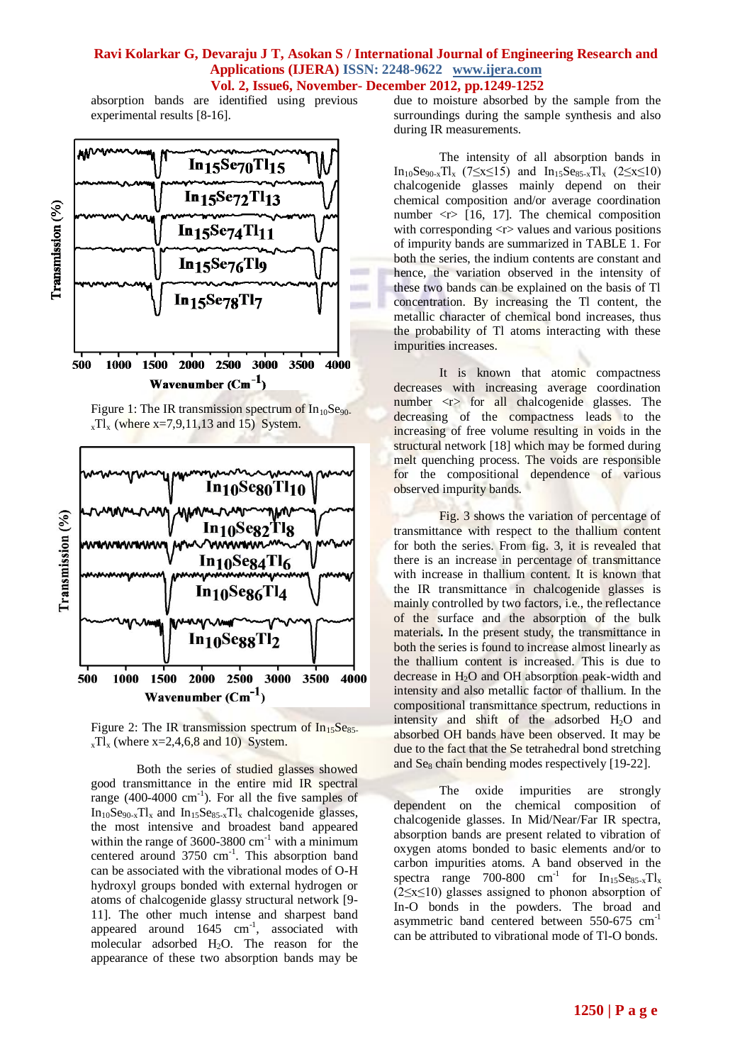absorption bands are identified using previous experimental results [8-16].

Figure 1: The IR transmission spectrum of $In_{10}Se_{90-x}Tl_x$ (where x=7,9,11,13 and 15) System.

Figure 2: The IR transmission spectrum of $In_{15}Se_{85-x}Tl_x$ (where x=2,4,6,8 and 10) System.

Both the series of studied glasses showed good transmittance in the entire mid IR spectral range (400-4000 $cm^{-1}$). For all the five sample glasses of $In_{10}Se_{90-x}Tl_x$ and $In_{15}Se_{85-x}Tl_x$ chalcogenide glasses, the most intensive and broadest band appeared within the range of 3600-3800 $cm^{-1}$ with a minimum centered around 3750 $cm^{-1}$. This absorption band can be associated with the vibrational modes of O-H hydroxyl groups bonded with external hydrogen or atoms of chalcogenide glassy structural network [9-11]. The other much intense and sharpest band appeared around 1645 $cm^{-1}$, associated with molecular adsorbed $H_2O$. The reason for the appearance of these two absorption bands may be due to moisture absorbed by the sample from the surroundings during the sample synthesis and also during IR measurements.

The intensity of all absorption bands in $In_{10}Se_{90-x}Tl_x$ ($7\leq x\leq 15$) and $In_{15}Se_{85-x}Tl_x$ ($2\leq x\leq 10$) chalcogenide glasses mainly depend on their chemical composition and/or average coordination number <r> [16, 17]. The chemical composition with corresponding <r> values and various positions of impurity bands are summarized in TABLE 1. For both the series, the indium contents are constant and hence, the variation observed in the intensity of these two bands can be explained on the basis of Tl concentration. By increasing the Tl content, the metallic character of chemical bond increases, thus the probability of Tl atoms interacting with these impurities increases.

It is known that atomic compactness decreases with increasing average coordination number <r> for all chalcogenide glasses. The decreasing of the compactness leads to the increasing of free volume resulting in voids in the structural network [18] which may be formed during melt quenching process. The voids are responsible for the compositional dependence of various observed impurity bands.

Fig. 3 shows the variation of percentage of transmittance with respect to the thallium content for both the series. From fig. 3, it is revealed that there is an increase in percentage of transmittance with increase in thallium content. It is known that the IR transmittance in chalcogenide glasses is mainly controlled by two factors, i.e., the reflectance of the surface and the absorption of the bulk materials**.** In the present study, the transmittance in both the series is found to increase almost linearly as the thallium content is increased. This is due to decrease in $H_2O$ and OH absorption peak-width and intensity and also metallic factor of thallium. In the compositional transmittance spectrum, reductions in intensity and shift of the adsorbed $H_2O$ and absorbed OH bands have been observed. It may be due to the fact that the Se tetrahedral bond stretching and $Se_8$ chain bending modes respectively [19-22].

The oxide impurities are strongly dependent on the chemical composition of chalcogenide glasses. In Mid/Near/Far IR spectra, absorption bands are present related to vibration of oxygen atoms bonded to basic elements and/or to carbon impurities atoms. A band observed in the spectra range 700-800 $cm^{-1}$ for $In_{15}Se_{85-x}Tl_x$ ($2\leq x\leq 10$) glasses assigned to phonon absorption of In-O bonds in the powders. The broad and asymmetric band centered between 550-675 $cm^{-1}$ can be attributed to vibrational mode of Tl-O bonds.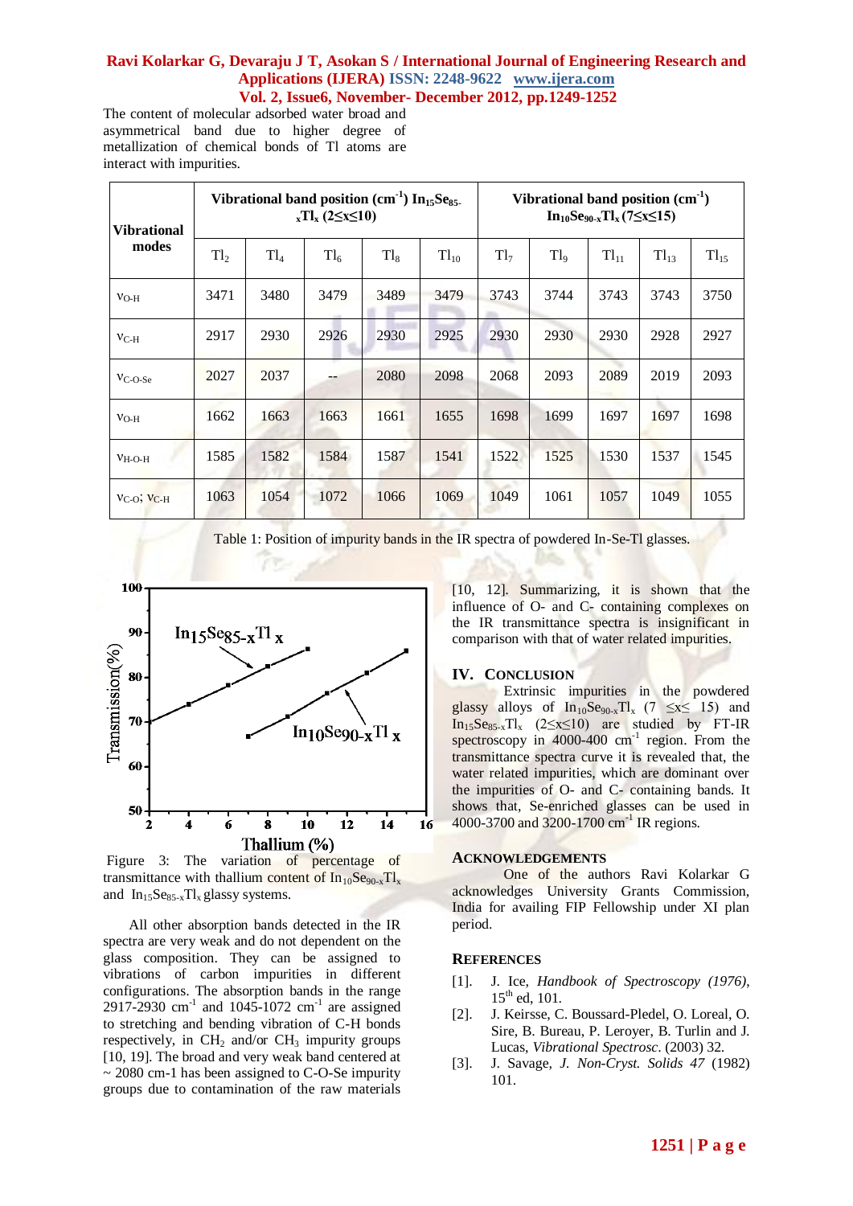The content of molecular adsorbed water broad and asymmetrical band due to higher degree of metallization of chemical bonds of Tl atoms are interact with impurities.

| Vibrational modes | Vibrational band position ($cm^{-1}$) $In_{15}Se_{85-x}Tl_x$ ($2 \leq x \leq 10$) | | | | | Vibrational band position ($cm^{-1}$) $In_{10}Se_{90-x}Tl_x$ ($7 \leq x \leq 15$) | | | | |
|---|---|---|---|---|---|---|---|---|---|---|
| | $Tl_2$ | $Tl_4$ | $Tl_6$ | $Tl_8$ | $Tl_{10}$ | $Tl_7$ | $Tl_9$ | $Tl_{11}$ | $Tl_{13}$ | $Tl_{15}$ |
| $\nu_{O-H}$ | 3471 | 3480 | 3479 | 3489 | 3479 | 3743 | 3744 | 3743 | 3743 | 3750 |
| $\nu_{C-H}$ | 2917 | 2930 | 2926 | 2930 | 2925 | 2930 | 2930 | 2930 | 2928 | 2927 |
| $\nu_{C-O-Se}$ | 2027 | 2037 | -- | 2080 | 2098 | 2068 | 2093 | 2089 | 2019 | 2093 |
| $\nu_{O-H}$ | 1662 | 1663 | 1663 | 1661 | 1655 | 1698 | 1699 | 1697 | 1697 | 1698 |
| $\nu_{H-O-H}$ | 1585 | 1582 | 1584 | 1587 | 1541 | 1522 | 1525 | 1530 | 1537 | 1545 |
| $\nu_{C-O}$; $\nu_{C-H}$ | 1063 | 1054 | 1072 | 1066 | 1069 | 1049 | 1061 | 1057 | 1049 | 1055 |

Table 1: Position of impurity bands in the IR spectra of powdered In-Se-Tl glasses.

Transmission(%)
100
90
80
70
60
50
2 4 6 8 10 12 14 16
Thallium (%)
$In_{15}Se_{85-x}Tl_x$
$In_{10}Se_{90-x}Tl_x$

Figure 3: The variation of percentage of transmittance with thallium content of $In_{10}Se_{90-x}Tl_x$ and $In_{15}Se_{85-x}Tl_x$ glassy systems.

All other absorption bands detected in the IR spectra are very weak and do not dependent on the glass composition. They can be assigned to vibrations of carbon impurities in different configurations. The absorption bands in the range 2917-2930 $cm^{-1}$ and 1045-1072 $cm^{-1}$ are assigned to stretching and bending vibration of C-H bonds respectively, in $CH_2$ and/or $CH_3$ impurity groups [10, 19]. The broad and very weak band centered at ~ 2080 cm-1 has been assigned to C-O-Se impurity groups due to contamination of the raw materials [10, 12]. Summarizing, it is shown that the influence of O- and C- containing complexes on the IR transmittance spectra is insignificant in comparison with that of water related impurities.

## IV. Conclusion

Extrinsic impurities in the powdered glassy alloys of $In_{10}Se_{90-x}Tl_x$ ($7 \leq x \leq 15$) and $In_{15}Se_{85-x}Tl_x$ ($2 \leq x \leq 10$) are studied by FT-IR spectroscopy in 4000-400 $cm^{-1}$ region. From the transmittance spectra curve it is revealed that, the water related impurities, which are dominant over the impurities of O- and C- containing bands. It shows that, Se-enriched glasses can be used in 4000-3700 and 3200-1700 $cm^{-1}$ IR regions.

## Acknowledgements

One of the authors Ravi Kolarkar G acknowledges University Grants Commission, India for availing FIP Fellowship under XI plan period.

## References

[1]. J. Ice, *Handbook of Spectroscopy (1976)*, 15th ed, 101.

[2]. J. Keirsse, C. Boussard-Pledel, O. Loreal, O. Sire, B. Bureau, P. Leroyer, B. Turlin and J. Lucas, *Vibrational Spectrosc*. (2003) 32.

[3]. J. Savage, *J. Non-Cryst. Solids 47* (1982) 101.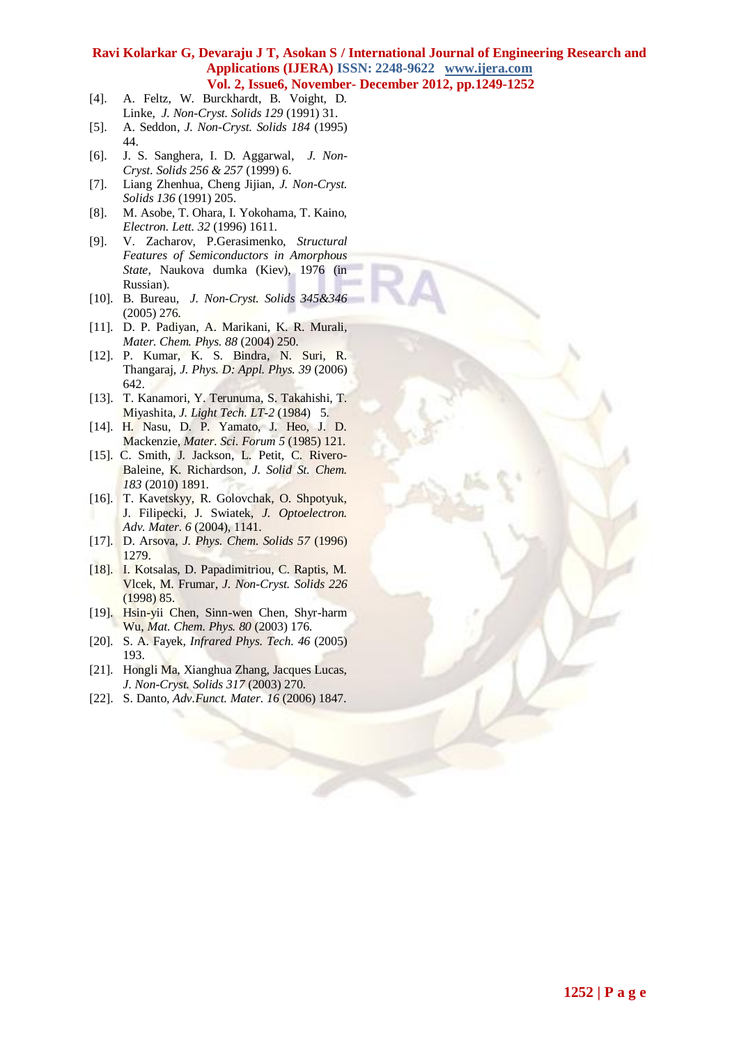[4]. A. Feltz, W. Burckhardt, B. Voight, D. Linke, *J. Non-Cryst. Solids 129* (1991) 31.

[5]. A. Seddon, *J. Non-Cryst. Solids 184* (1995) 44.

[6]. J. S. Sanghera, I. D. Aggarwal, *J. Non-Cryst. Solids 256 & 257* (1999) 6.

[7]. Liang Zhenhua, Cheng Jijian, *J. Non-Cryst. Solids 136* (1991) 205.

[8]. M. Asobe, T. Ohara, I. Yokohama, T. Kaino, *Electron. Lett. 32* (1996) 1611.

[9]. V. Zacharov, P.Gerasimenko, *Structural Features of Semiconductors in Amorphous State*, Naukova dumka (Kiev), 1976 (in Russian).

[10]. B. Bureau, *J. Non-Cryst. Solids 345&346* (2005) 276.

[11]. D. P. Padiyan, A. Marikani, K. R. Murali, *Mater. Chem. Phys. 88* (2004) 250.

[12]. P. Kumar, K. S. Bindra, N. Suri, R. Thangaraj, *J. Phys. D: Appl. Phys. 39* (2006) 642.

[13]. T. Kanamori, Y. Terunuma, S. Takahishi, T. Miyashita, *J. Light Tech. LT-2* (1984) 5.

[14]. H. Nasu, D. P. Yamato, J. Heo, J. D. Mackenzie, *Mater. Sci. Forum 5* (1985) 121.

[15]. C. Smith, J. Jackson, L. Petit, C. Rivero-Baleine, K. Richardson, *J. Solid St. Chem. 183* (2010) 1891.

[16]. T. Kavetskyy, R. Golovchak, O. Shpotyuk, J. Filipecki, J. Swiatek, *J. Optoelectron. Adv. Mater. 6* (2004), 1141.

[17]. D. Arsova, *J. Phys. Chem. Solids 57* (1996) 1279.

[18]. I. Kotsalas, D. Papadimitriou, C. Raptis, M. Vlcek, M. Frumar, *J. Non-Cryst. Solids 226* (1998) 85.

[19]. Hsin-yii Chen, Sinn-wen Chen, Shyr-harm Wu, *Mat. Chem. Phys. 80* (2003) 176.

[20]. S. A. Fayek, *Infrared Phys. Tech. 46* (2005) 193.

[21]. Hongli Ma, Xianghua Zhang, Jacques Lucas, *J. Non-Cryst. Solids 317* (2003) 270.

[22]. S. Danto, *Adv.Funct. Mater. 16* (2006) 1847.